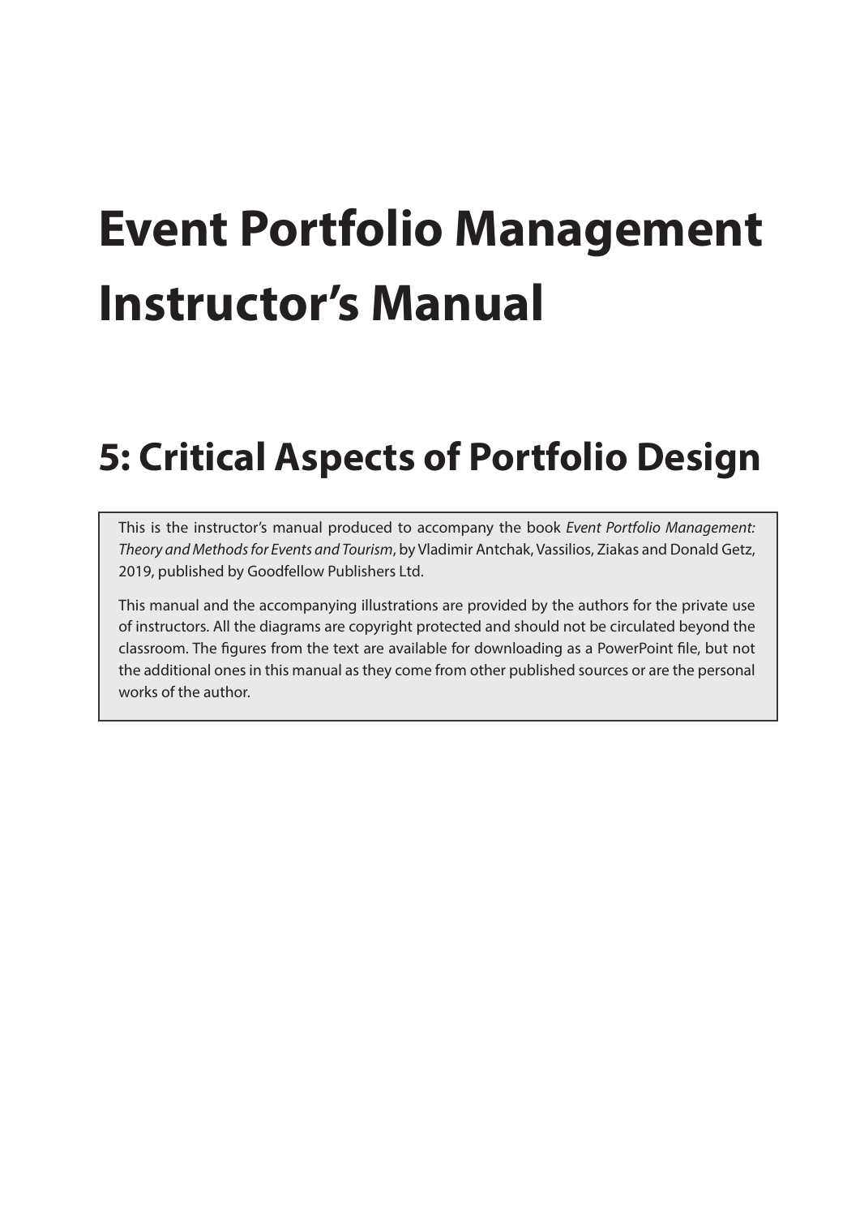# Event Portfolio Management Instructor's Manual

## 5: Critical Aspects of Portfolio Design

This is the instructor's manual produced to accompany the book *Event Portfolio Management: Theory and Methods for Events and Tourism*, by Vladimir Antchak, Vassilios, Ziakas and Donald Getz, 2019, published by Goodfellow Publishers Ltd.

This manual and the accompanying illustrations are provided by the authors for the private use of instructors. All the diagrams are copyright protected and should not be circulated beyond the classroom. The figures from the text are available for downloading as a PowerPoint file, but not the additional ones in this manual as they come from other published sources or are the personal works of the author.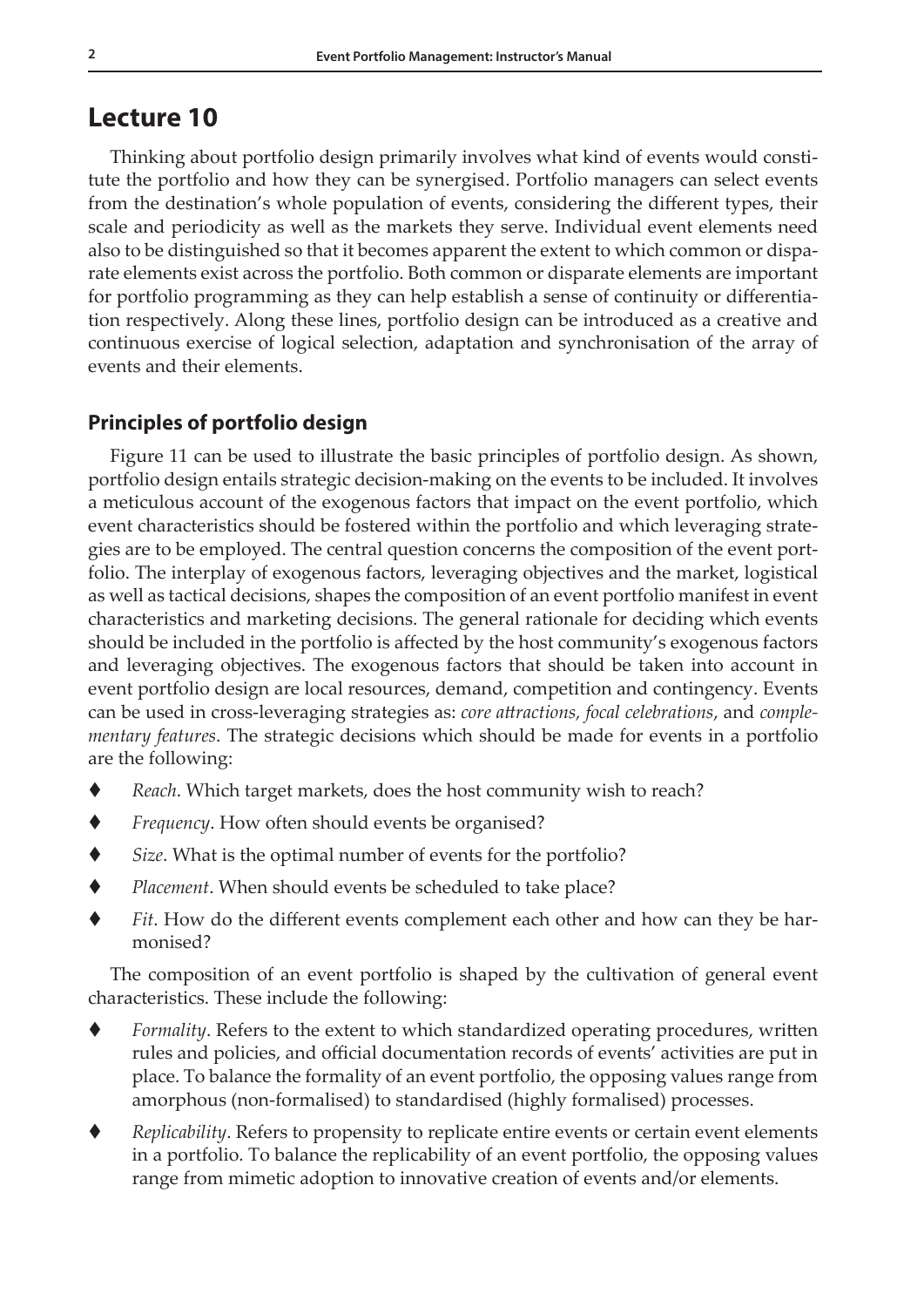# Lecture 10

Thinking about portfolio design primarily involves what kind of events would constitute the portfolio and how they can be synergised. Portfolio managers can select events from the destination's whole population of events, considering the different types, their scale and periodicity as well as the markets they serve. Individual event elements need also to be distinguished so that it becomes apparent the extent to which common or disparate elements exist across the portfolio. Both common or disparate elements are important for portfolio programming as they can help establish a sense of continuity or differentiation respectively. Along these lines, portfolio design can be introduced as a creative and continuous exercise of logical selection, adaptation and synchronisation of the array of events and their elements.

## Principles of portfolio design

Figure 11 can be used to illustrate the basic principles of portfolio design. As shown, portfolio design entails strategic decision-making on the events to be included. It involves a meticulous account of the exogenous factors that impact on the event portfolio, which event characteristics should be fostered within the portfolio and which leveraging strategies are to be employed. The central question concerns the composition of the event portfolio. The interplay of exogenous factors, leveraging objectives and the market, logistical as well as tactical decisions, shapes the composition of an event portfolio manifest in event characteristics and marketing decisions. The general rationale for deciding which events should be included in the portfolio is affected by the host community's exogenous factors and leveraging objectives. The exogenous factors that should be taken into account in event portfolio design are local resources, demand, competition and contingency. Events can be used in cross-leveraging strategies as: *core attractions, focal celebrations*, and *complementary features*. The strategic decisions which should be made for events in a portfolio are the following:

- *Reach*. Which target markets, does the host community wish to reach?
- *Frequency*. How often should events be organised?
- *Size*. What is the optimal number of events for the portfolio?
- *Placement*. When should events be scheduled to take place?
- *Fit*. How do the different events complement each other and how can they be harmonised?

The composition of an event portfolio is shaped by the cultivation of general event characteristics. These include the following:

- *Formality*. Refers to the extent to which standardized operating procedures, written rules and policies, and official documentation records of events' activities are put in place. To balance the formality of an event portfolio, the opposing values range from amorphous (non-formalised) to standardised (highly formalised) processes.
- *Replicability*. Refers to propensity to replicate entire events or certain event elements in a portfolio. To balance the replicability of an event portfolio, the opposing values range from mimetic adoption to innovative creation of events and/or elements.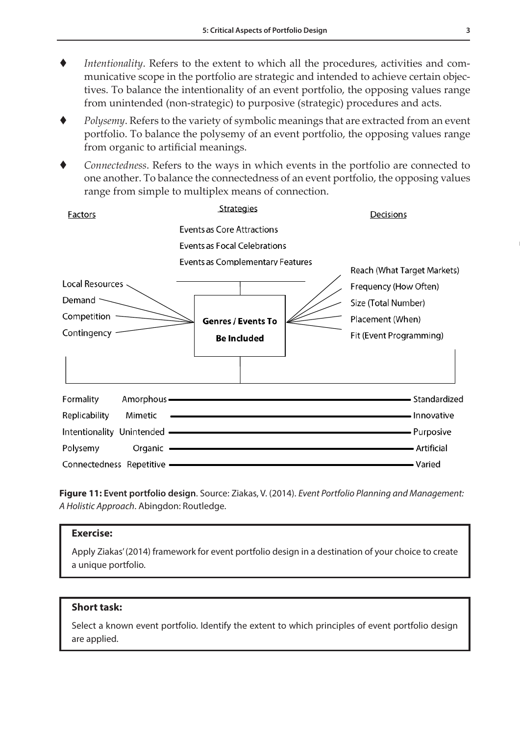- *Intentionality*. Refers to the extent to which all the procedures, activities and communicative scope in the portfolio are strategic and intended to achieve certain objectives. To balance the intentionality of an event portfolio, the opposing values range from unintended (non-strategic) to purposive (strategic) procedures and acts.
- *Polysemy*. Refers to the variety of symbolic meanings that are extracted from an event portfolio. To balance the polysemy of an event portfolio, the opposing values range from organic to artificial meanings.
- *Connectedness*. Refers to the ways in which events in the portfolio are connected to one another. To balance the connectedness of an event portfolio, the opposing values range from simple to multiplex means of connection.

Factors

- Local Resources
- Demand
- Competition
- Contingency

Strategies

- Events as Core Attractions
- Events as Focal Celebrations
- Events as Complementary Features

**Genres / Events To Be Included**

Decisions

- Reach (What Target Markets)
- Frequency (How Often)
- Size (Total Number)
- Placement (When)
- Fit (Event Programming)

| | | |
|---|---|---|
| Formality | Amorphous | Standardized |
| Replicability | Mimetic | Innovative |
| Intentionality | Unintended | Purposive |
| Polysemy | Organic | Artificial |
| Connectedness | Repetitive | Varied |

**Figure 11: Event portfolio design**. Source: Ziakas, V. (2014). *Event Portfolio Planning and Management: A Holistic Approach*. Abingdon: Routledge.

> **Exercise:**
>
> Apply Ziakas' (2014) framework for event portfolio design in a destination of your choice to create a unique portfolio.

> **Short task:**
>
> Select a known event portfolio. Identify the extent to which principles of event portfolio design are applied.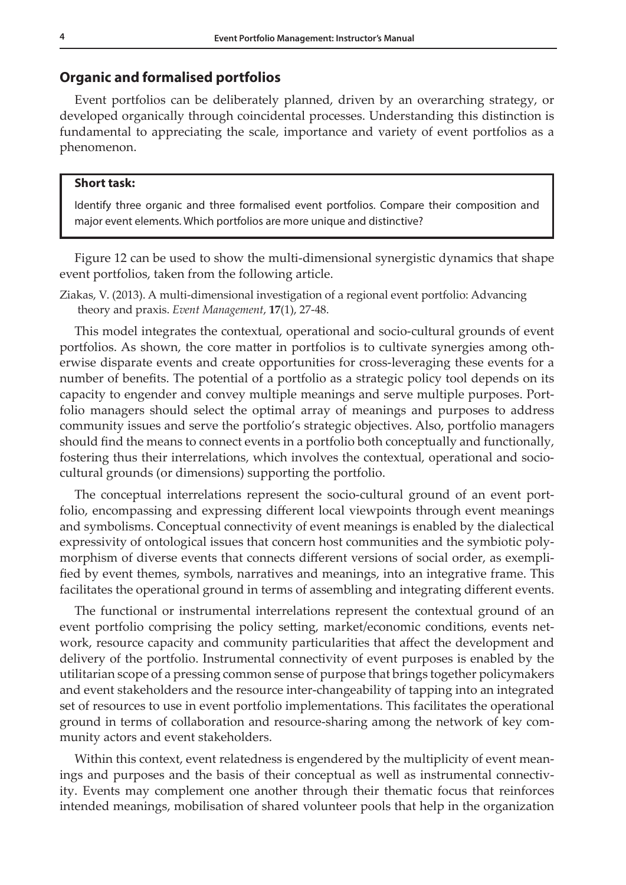## Organic and formalised portfolios

Event portfolios can be deliberately planned, driven by an overarching strategy, or developed organically through coincidental processes. Understanding this distinction is fundamental to appreciating the scale, importance and variety of event portfolios as a phenomenon.

> **Short task:**
>
> Identify three organic and three formalised event portfolios. Compare their composition and major event elements. Which portfolios are more unique and distinctive?

Figure 12 can be used to show the multi-dimensional synergistic dynamics that shape event portfolios, taken from the following article.

Ziakas, V. (2013). A multi-dimensional investigation of a regional event portfolio: Advancing theory and praxis. *Event Management*, **17**(1), 27-48.

This model integrates the contextual, operational and socio-cultural grounds of event portfolios. As shown, the core matter in portfolios is to cultivate synergies among otherwise disparate events and create opportunities for cross-leveraging these events for a number of benefits. The potential of a portfolio as a strategic policy tool depends on its capacity to engender and convey multiple meanings and serve multiple purposes. Portfolio managers should select the optimal array of meanings and purposes to address community issues and serve the portfolio's strategic objectives. Also, portfolio managers should find the means to connect events in a portfolio both conceptually and functionally, fostering thus their interrelations, which involves the contextual, operational and socio-cultural grounds (or dimensions) supporting the portfolio.

The conceptual interrelations represent the socio-cultural ground of an event portfolio, encompassing and expressing different local viewpoints through event meanings and symbolisms. Conceptual connectivity of event meanings is enabled by the dialectical expressivity of ontological issues that concern host communities and the symbiotic polymorphism of diverse events that connects different versions of social order, as exemplified by event themes, symbols, narratives and meanings, into an integrative frame. This facilitates the operational ground in terms of assembling and integrating different events.

The functional or instrumental interrelations represent the contextual ground of an event portfolio comprising the policy setting, market/economic conditions, events network, resource capacity and community particularities that affect the development and delivery of the portfolio. Instrumental connectivity of event purposes is enabled by the utilitarian scope of a pressing common sense of purpose that brings together policymakers and event stakeholders and the resource inter-changeability of tapping into an integrated set of resources to use in event portfolio implementations. This facilitates the operational ground in terms of collaboration and resource-sharing among the network of key community actors and event stakeholders.

Within this context, event relatedness is engendered by the multiplicity of event meanings and purposes and the basis of their conceptual as well as instrumental connectivity. Events may complement one another through their thematic focus that reinforces intended meanings, mobilisation of shared volunteer pools that help in the organization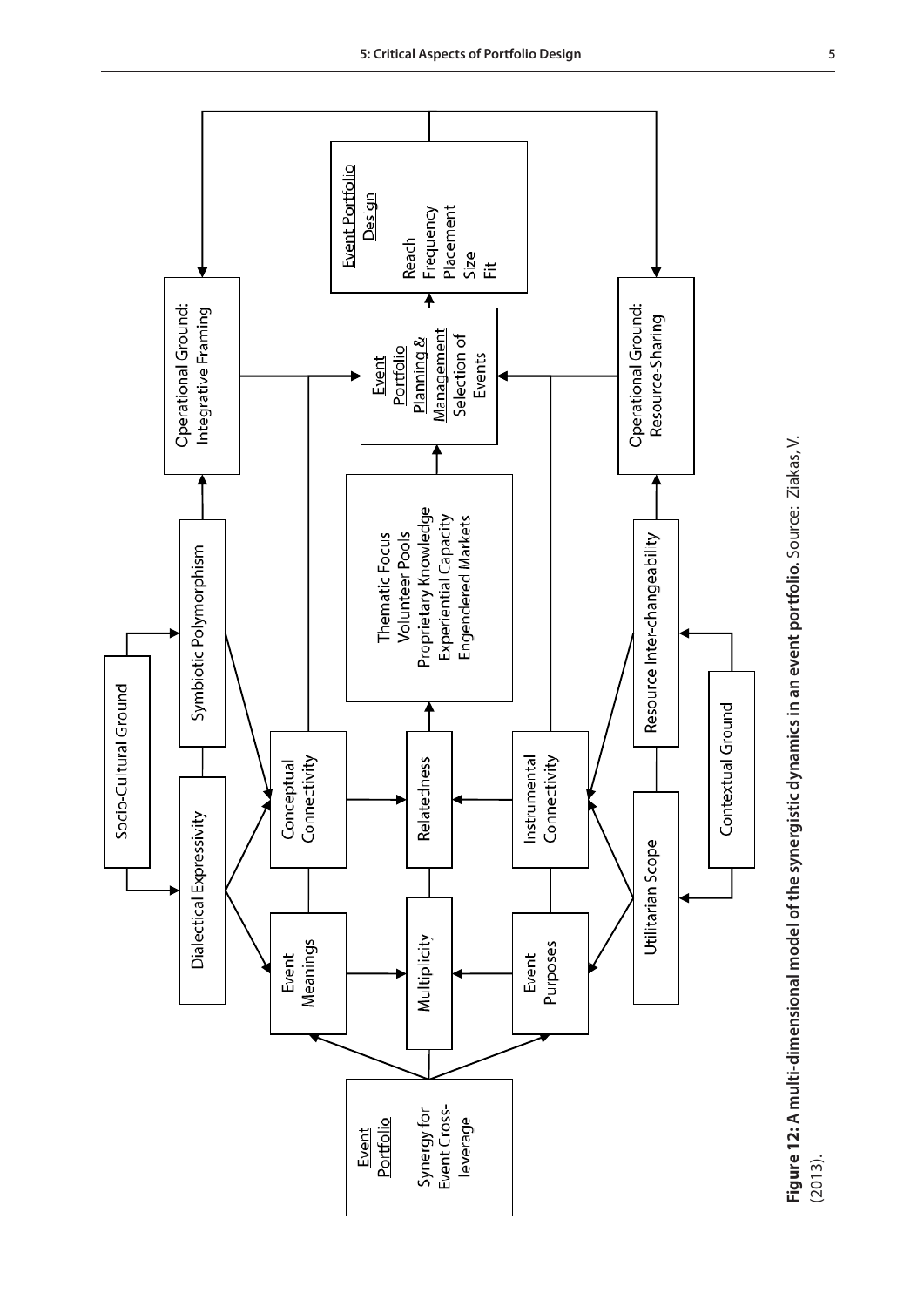Event Portfolio

Synergy for Event Cross-leverage

Event Meanings

Multiplicity

Event Purposes

Dialectical Expressivity

Utilitarian Scope

Socio-Cultural Ground

Contextual Ground

Conceptual Connectivity

Relatedness

Instrumental Connectivity

Symbiotic Polymorphism

Resource Inter-changeability

Thematic Focus
Volunteer Pools
Proprietary Knowledge
Experiential Capacity
Engendered Markets

Operational Ground: Integrative Framing

Operational Ground: Resource-Sharing

Event Portfolio Planning & Management
Selection of Events

Event Portfolio Design
Reach
Frequency
Placement
Size
Fit

**Figure 12: A multi-dimensional model of the synergistic dynamics in an event portfolio.** Source: Ziakas, V. (2013).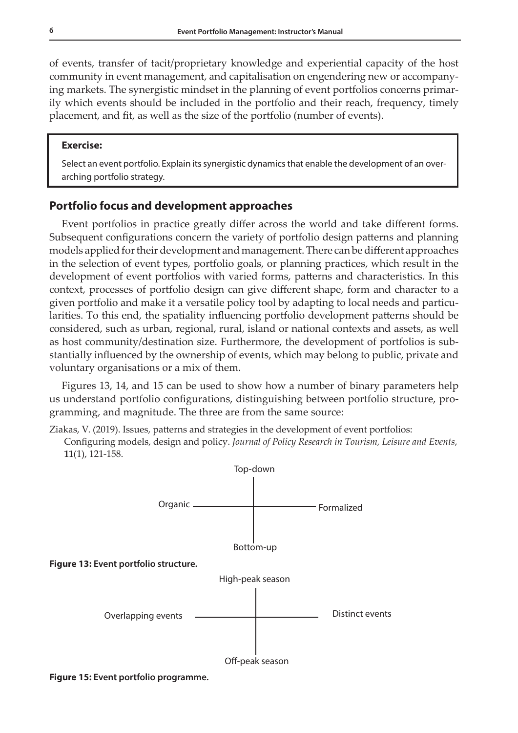of events, transfer of tacit/proprietary knowledge and experiential capacity of the host community in event management, and capitalisation on engendering new or accompanying markets. The synergistic mindset in the planning of event portfolios concerns primarily which events should be included in the portfolio and their reach, frequency, timely placement, and fit, as well as the size of the portfolio (number of events).

> **Exercise:**
>
> Select an event portfolio. Explain its synergistic dynamics that enable the development of an overarching portfolio strategy.

## Portfolio focus and development approaches

Event portfolios in practice greatly differ across the world and take different forms. Subsequent configurations concern the variety of portfolio design patterns and planning models applied for their development and management. There can be different approaches in the selection of event types, portfolio goals, or planning practices, which result in the development of event portfolios with varied forms, patterns and characteristics. In this context, processes of portfolio design can give different shape, form and character to a given portfolio and make it a versatile policy tool by adapting to local needs and particularities. To this end, the spatiality influencing portfolio development patterns should be considered, such as urban, regional, rural, island or national contexts and assets, as well as host community/destination size. Furthermore, the development of portfolios is substantially influenced by the ownership of events, which may belong to public, private and voluntary organisations or a mix of them.

Figures 13, 14, and 15 can be used to show how a number of binary parameters help us understand portfolio configurations, distinguishing between portfolio structure, programming, and magnitude. The three are from the same source:

Ziakas, V. (2019). Issues, patterns and strategies in the development of event portfolios: Configuring models, design and policy. *Journal of Policy Research in Tourism, Leisure and Events*, **11**(1), 121-158.

Top-down

Organic — Formalized

Bottom-up

**Figure 13: Event portfolio structure.**

High-peak season

Overlapping events — Distinct events

Off-peak season

**Figure 15: Event portfolio programme.**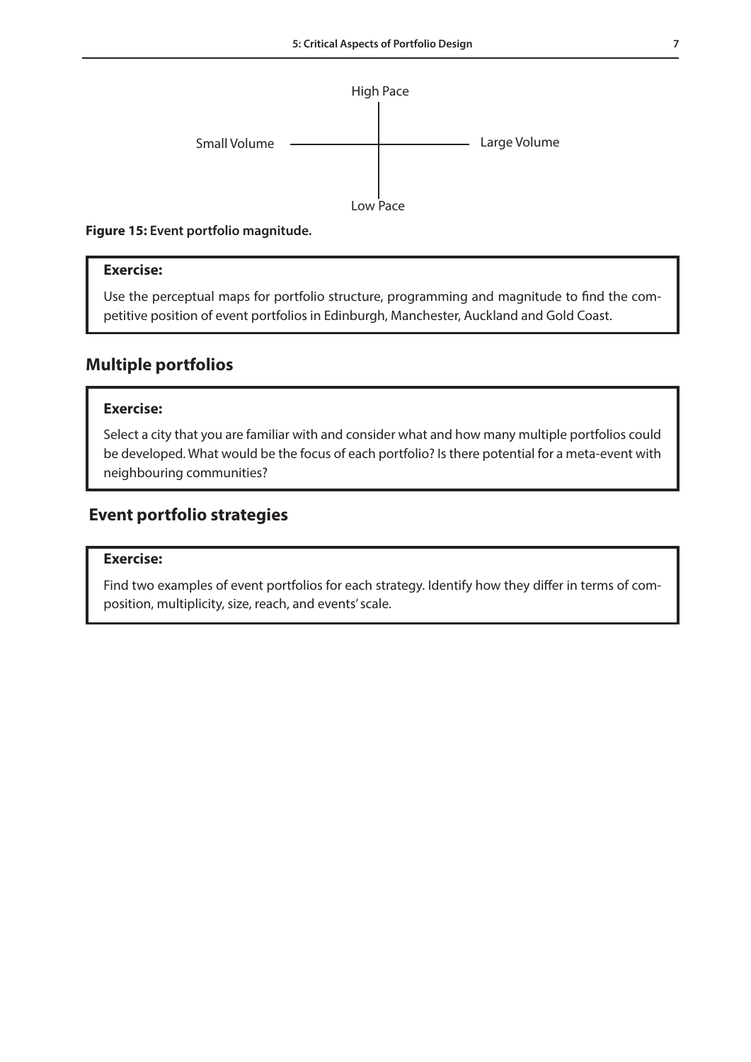High Pace

Small Volume — Large Volume

Low Pace

**Figure 15: Event portfolio magnitude.**

> **Exercise:**
>
> Use the perceptual maps for portfolio structure, programming and magnitude to find the competitive position of event portfolios in Edinburgh, Manchester, Auckland and Gold Coast.

## Multiple portfolios

> **Exercise:**
>
> Select a city that you are familiar with and consider what and how many multiple portfolios could be developed. What would be the focus of each portfolio? Is there potential for a meta-event with neighbouring communities?

## Event portfolio strategies

> **Exercise:**
>
> Find two examples of event portfolios for each strategy. Identify how they differ in terms of composition, multiplicity, size, reach, and events' scale.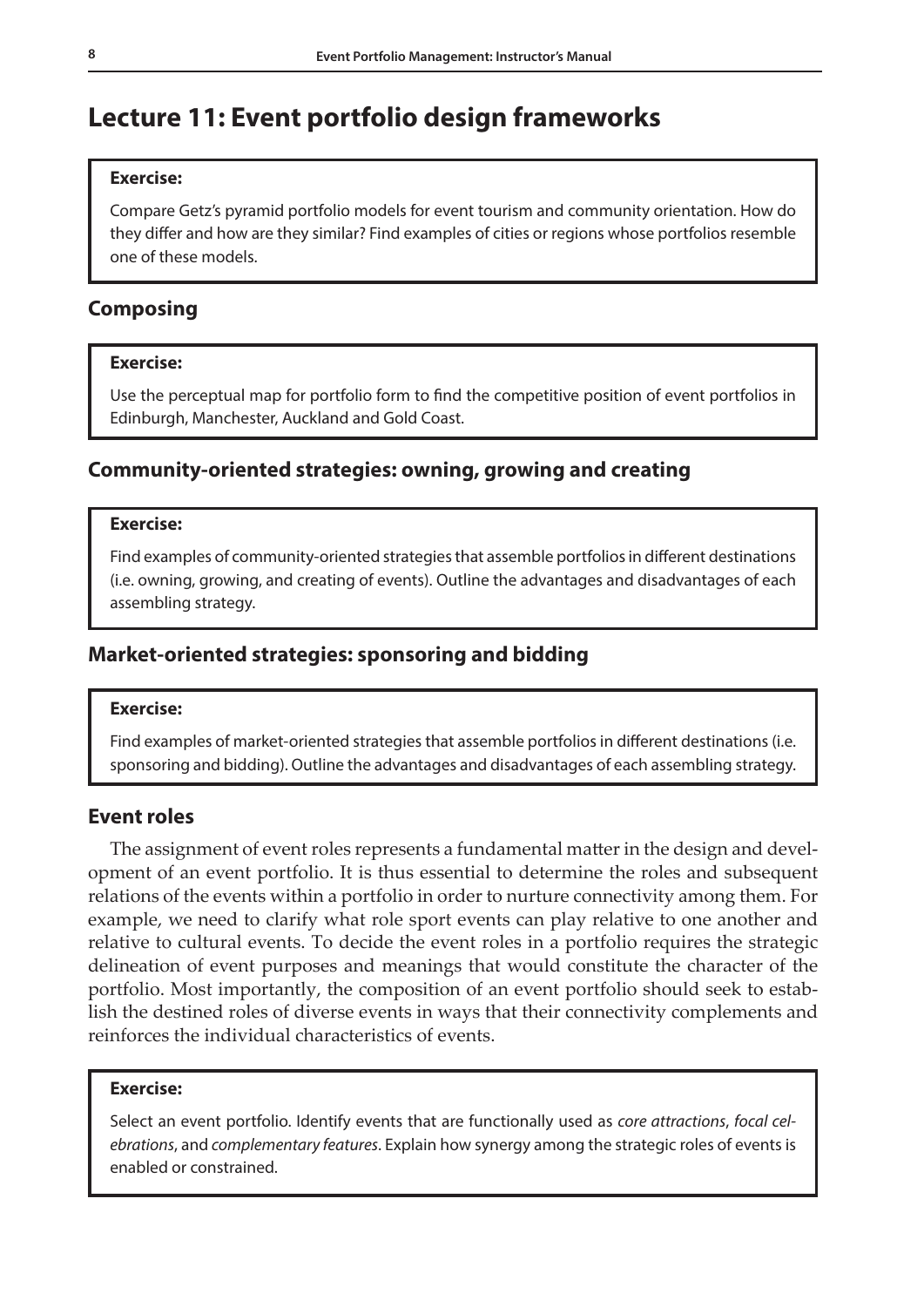# Lecture 11: Event portfolio design frameworks

> **Exercise:**
>
> Compare Getz's pyramid portfolio models for event tourism and community orientation. How do they differ and how are they similar? Find examples of cities or regions whose portfolios resemble one of these models.

## Composing

> **Exercise:**
>
> Use the perceptual map for portfolio form to find the competitive position of event portfolios in Edinburgh, Manchester, Auckland and Gold Coast.

## Community-oriented strategies: owning, growing and creating

> **Exercise:**
>
> Find examples of community-oriented strategies that assemble portfolios in different destinations (i.e. owning, growing, and creating of events). Outline the advantages and disadvantages of each assembling strategy.

## Market-oriented strategies: sponsoring and bidding

> **Exercise:**
>
> Find examples of market-oriented strategies that assemble portfolios in different destinations (i.e. sponsoring and bidding). Outline the advantages and disadvantages of each assembling strategy.

## Event roles

The assignment of event roles represents a fundamental matter in the design and development of an event portfolio. It is thus essential to determine the roles and subsequent relations of the events within a portfolio in order to nurture connectivity among them. For example, we need to clarify what role sport events can play relative to one another and relative to cultural events. To decide the event roles in a portfolio requires the strategic delineation of event purposes and meanings that would constitute the character of the portfolio. Most importantly, the composition of an event portfolio should seek to establish the destined roles of diverse events in ways that their connectivity complements and reinforces the individual characteristics of events.

> **Exercise:**
>
> Select an event portfolio. Identify events that are functionally used as *core attractions*, *focal celebrations*, and *complementary features*. Explain how synergy among the strategic roles of events is enabled or constrained.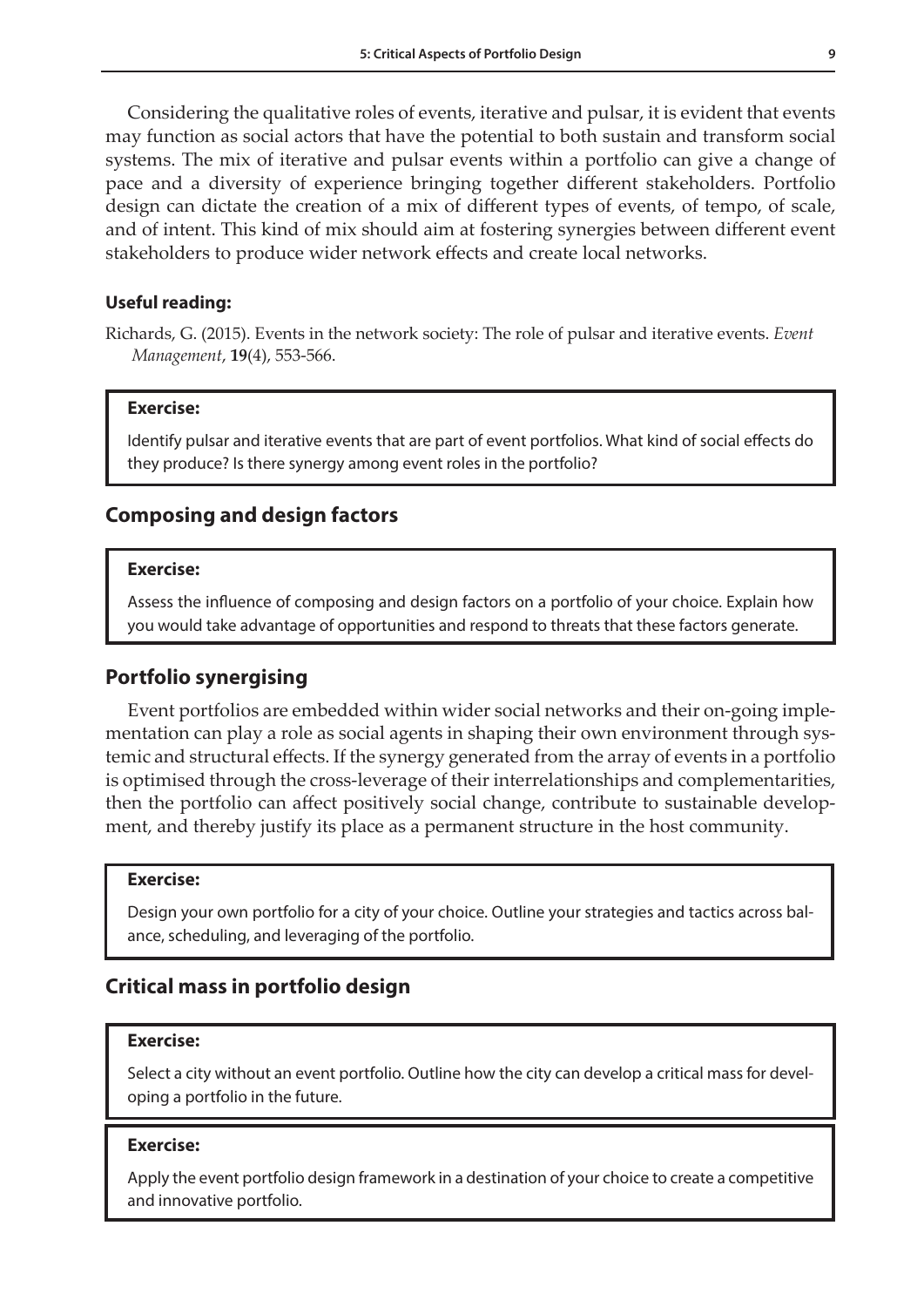Considering the qualitative roles of events, iterative and pulsar, it is evident that events may function as social actors that have the potential to both sustain and transform social systems. The mix of iterative and pulsar events within a portfolio can give a change of pace and a diversity of experience bringing together different stakeholders. Portfolio design can dictate the creation of a mix of different types of events, of tempo, of scale, and of intent. This kind of mix should aim at fostering synergies between different event stakeholders to produce wider network effects and create local networks.

**Useful reading:**

Richards, G. (2015). Events in the network society: The role of pulsar and iterative events. *Event Management*, **19**(4), 553-566.

> **Exercise:**
>
> Identify pulsar and iterative events that are part of event portfolios. What kind of social effects do they produce? Is there synergy among event roles in the portfolio?

## Composing and design factors

> **Exercise:**
>
> Assess the influence of composing and design factors on a portfolio of your choice. Explain how you would take advantage of opportunities and respond to threats that these factors generate.

## Portfolio synergising

Event portfolios are embedded within wider social networks and their on-going implementation can play a role as social agents in shaping their own environment through systemic and structural effects. If the synergy generated from the array of events in a portfolio is optimised through the cross-leverage of their interrelationships and complementarities, then the portfolio can affect positively social change, contribute to sustainable development, and thereby justify its place as a permanent structure in the host community.

> **Exercise:**
>
> Design your own portfolio for a city of your choice. Outline your strategies and tactics across balance, scheduling, and leveraging of the portfolio.

## Critical mass in portfolio design

> **Exercise:**
>
> Select a city without an event portfolio. Outline how the city can develop a critical mass for developing a portfolio in the future.

> **Exercise:**
>
> Apply the event portfolio design framework in a destination of your choice to create a competitive and innovative portfolio.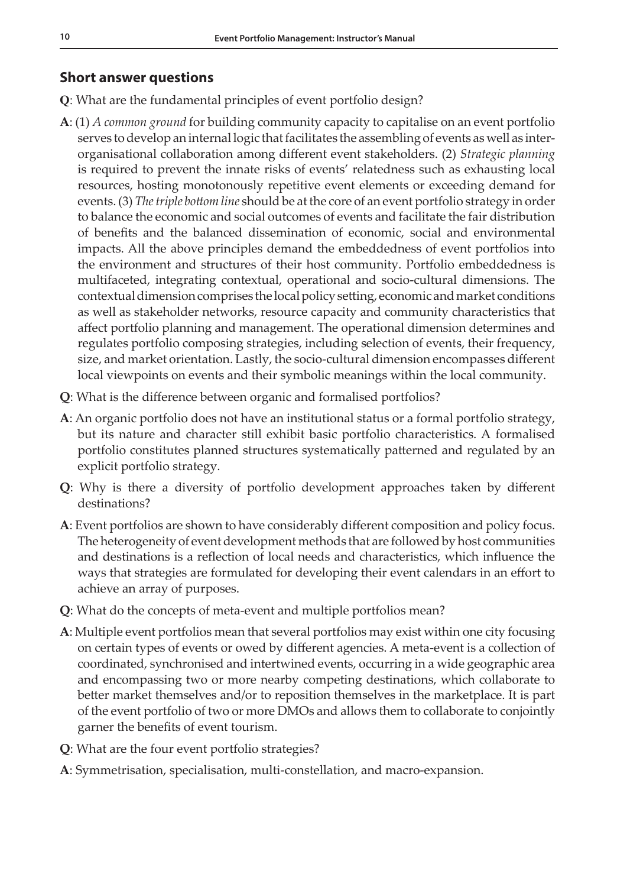## Short answer questions

**Q**: What are the fundamental principles of event portfolio design?

**A**: (1) *A common ground* for building community capacity to capitalise on an event portfolio serves to develop an internal logic that facilitates the assembling of events as well as inter-organisational collaboration among different event stakeholders. (2) *Strategic planning* is required to prevent the innate risks of events' relatedness such as exhausting local resources, hosting monotonously repetitive event elements or exceeding demand for events. (3) *The triple bottom line* should be at the core of an event portfolio strategy in order to balance the economic and social outcomes of events and facilitate the fair distribution of benefits and the balanced dissemination of economic, social and environmental impacts. All the above principles demand the embeddedness of event portfolios into the environment and structures of their host community. Portfolio embeddedness is multifaceted, integrating contextual, operational and socio-cultural dimensions. The contextual dimension comprises the local policy setting, economic and market conditions as well as stakeholder networks, resource capacity and community characteristics that affect portfolio planning and management. The operational dimension determines and regulates portfolio composing strategies, including selection of events, their frequency, size, and market orientation. Lastly, the socio-cultural dimension encompasses different local viewpoints on events and their symbolic meanings within the local community.

**Q**: What is the difference between organic and formalised portfolios?

**A**: An organic portfolio does not have an institutional status or a formal portfolio strategy, but its nature and character still exhibit basic portfolio characteristics. A formalised portfolio constitutes planned structures systematically patterned and regulated by an explicit portfolio strategy.

**Q**: Why is there a diversity of portfolio development approaches taken by different destinations?

**A**: Event portfolios are shown to have considerably different composition and policy focus. The heterogeneity of event development methods that are followed by host communities and destinations is a reflection of local needs and characteristics, which influence the ways that strategies are formulated for developing their event calendars in an effort to achieve an array of purposes.

**Q**: What do the concepts of meta-event and multiple portfolios mean?

**A**: Multiple event portfolios mean that several portfolios may exist within one city focusing on certain types of events or owed by different agencies. A meta-event is a collection of coordinated, synchronised and intertwined events, occurring in a wide geographic area and encompassing two or more nearby competing destinations, which collaborate to better market themselves and/or to reposition themselves in the marketplace. It is part of the event portfolio of two or more DMOs and allows them to collaborate to conjointly garner the benefits of event tourism.

**Q**: What are the four event portfolio strategies?

**A**: Symmetrisation, specialisation, multi-constellation, and macro-expansion.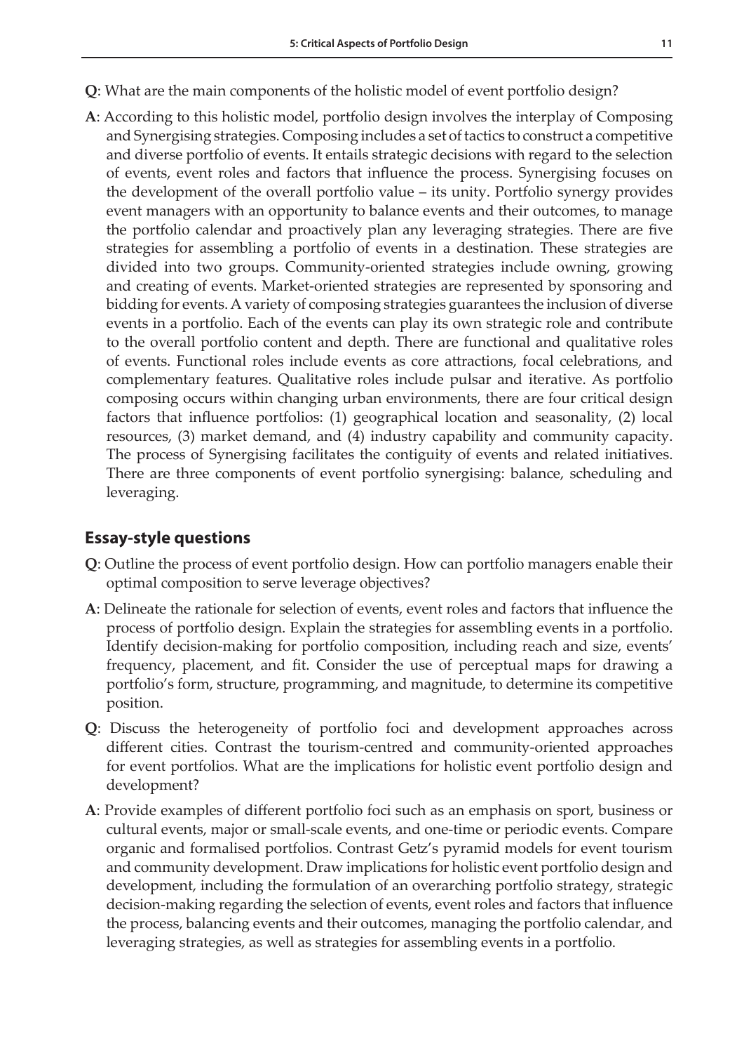**Q**: What are the main components of the holistic model of event portfolio design?

**A**: According to this holistic model, portfolio design involves the interplay of Composing and Synergising strategies. Composing includes a set of tactics to construct a competitive and diverse portfolio of events. It entails strategic decisions with regard to the selection of events, event roles and factors that influence the process. Synergising focuses on the development of the overall portfolio value – its unity. Portfolio synergy provides event managers with an opportunity to balance events and their outcomes, to manage the portfolio calendar and proactively plan any leveraging strategies. There are five strategies for assembling a portfolio of events in a destination. These strategies are divided into two groups. Community-oriented strategies include owning, growing and creating of events. Market-oriented strategies are represented by sponsoring and bidding for events. A variety of composing strategies guarantees the inclusion of diverse events in a portfolio. Each of the events can play its own strategic role and contribute to the overall portfolio content and depth. There are functional and qualitative roles of events. Functional roles include events as core attractions, focal celebrations, and complementary features. Qualitative roles include pulsar and iterative. As portfolio composing occurs within changing urban environments, there are four critical design factors that influence portfolios: (1) geographical location and seasonality, (2) local resources, (3) market demand, and (4) industry capability and community capacity. The process of Synergising facilitates the contiguity of events and related initiatives. There are three components of event portfolio synergising: balance, scheduling and leveraging.

## Essay-style questions

**Q**: Outline the process of event portfolio design. How can portfolio managers enable their optimal composition to serve leverage objectives?

**A**: Delineate the rationale for selection of events, event roles and factors that influence the process of portfolio design. Explain the strategies for assembling events in a portfolio. Identify decision-making for portfolio composition, including reach and size, events' frequency, placement, and fit. Consider the use of perceptual maps for drawing a portfolio's form, structure, programming, and magnitude, to determine its competitive position.

**Q**: Discuss the heterogeneity of portfolio foci and development approaches across different cities. Contrast the tourism-centred and community-oriented approaches for event portfolios. What are the implications for holistic event portfolio design and development?

**A**: Provide examples of different portfolio foci such as an emphasis on sport, business or cultural events, major or small-scale events, and one-time or periodic events. Compare organic and formalised portfolios. Contrast Getz's pyramid models for event tourism and community development. Draw implications for holistic event portfolio design and development, including the formulation of an overarching portfolio strategy, strategic decision-making regarding the selection of events, event roles and factors that influence the process, balancing events and their outcomes, managing the portfolio calendar, and leveraging strategies, as well as strategies for assembling events in a portfolio.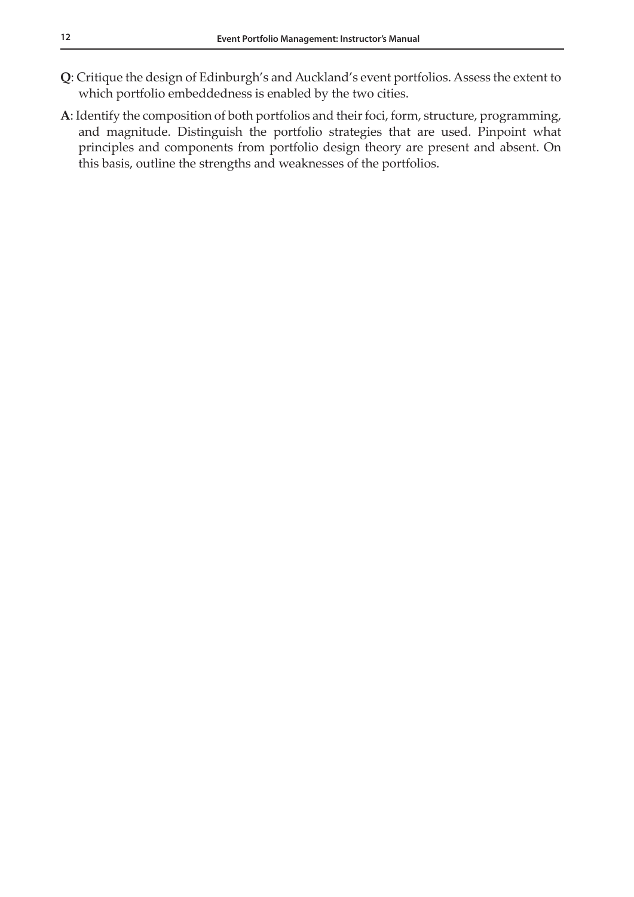**Q**: Critique the design of Edinburgh's and Auckland's event portfolios. Assess the extent to which portfolio embeddedness is enabled by the two cities.

**A**: Identify the composition of both portfolios and their foci, form, structure, programming, and magnitude. Distinguish the portfolio strategies that are used. Pinpoint what principles and components from portfolio design theory are present and absent. On this basis, outline the strengths and weaknesses of the portfolios.